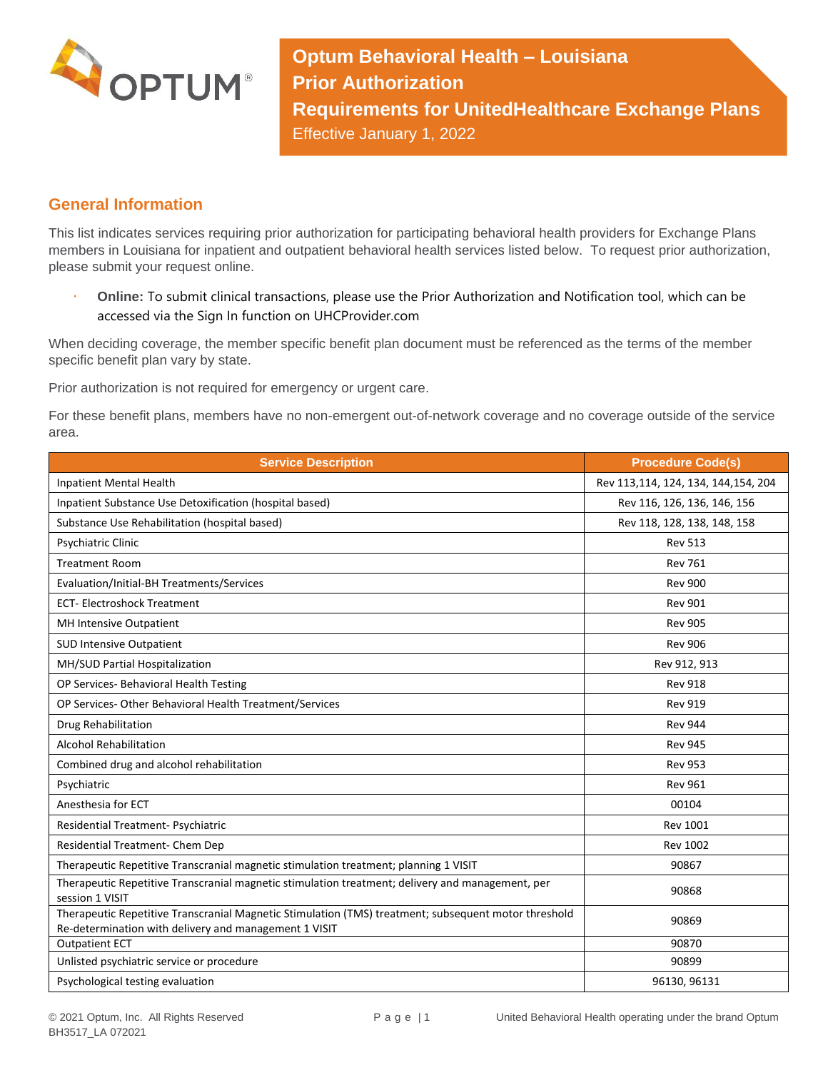# Optum Behavioral Health – Louisiana Prior Authorization Requirements for UnitedHealthcare Exchange Plans

Effective January 1, 2022

## General Information

This list indicates services requiring prior authorization for participating behavioral health providers for Exchange Plans members in Louisiana for inpatient and outpatient behavioral health services listed below. To request prior authorization, please submit your request online.

- **Online:** To submit clinical transactions, please use the Prior Authorization and Notification tool, which can be accessed via the Sign In function on UHCProvider.com

When deciding coverage, the member specific benefit plan document must be referenced as the terms of the member specific benefit plan vary by state.

Prior authorization is not required for emergency or urgent care.

For these benefit plans, members have no non-emergent out-of-network coverage and no coverage outside of the service area.

| Service Description | Procedure Code(s) |
|---|---|
| Inpatient Mental Health | Rev 113,114, 124, 134, 144,154, 204 |
| Inpatient Substance Use Detoxification (hospital based) | Rev 116, 126, 136, 146, 156 |
| Substance Use Rehabilitation (hospital based) | Rev 118, 128, 138, 148, 158 |
| Psychiatric Clinic | Rev 513 |
| Treatment Room | Rev 761 |
| Evaluation/Initial-BH Treatments/Services | Rev 900 |
| ECT- Electroshock Treatment | Rev 901 |
| MH Intensive Outpatient | Rev 905 |
| SUD Intensive Outpatient | Rev 906 |
| MH/SUD Partial Hospitalization | Rev 912, 913 |
| OP Services- Behavioral Health Testing | Rev 918 |
| OP Services- Other Behavioral Health Treatment/Services | Rev 919 |
| Drug Rehabilitation | Rev 944 |
| Alcohol Rehabilitation | Rev 945 |
| Combined drug and alcohol rehabilitation | Rev 953 |
| Psychiatric | Rev 961 |
| Anesthesia for ECT | 00104 |
| Residential Treatment- Psychiatric | Rev 1001 |
| Residential Treatment- Chem Dep | Rev 1002 |
| Therapeutic Repetitive Transcranial magnetic stimulation treatment; planning 1 VISIT | 90867 |
| Therapeutic Repetitive Transcranial magnetic stimulation treatment; delivery and management, per session 1 VISIT | 90868 |
| Therapeutic Repetitive Transcranial Magnetic Stimulation (TMS) treatment; subsequent motor threshold Re-determination with delivery and management 1 VISIT | 90869 |
| Outpatient ECT | 90870 |
| Unlisted psychiatric service or procedure | 90899 |
| Psychological testing evaluation | 96130, 96131 |

© 2021 Optum, Inc. All Rights Reserved
BH3517_LA 072021

United Behavioral Health operating under the brand Optum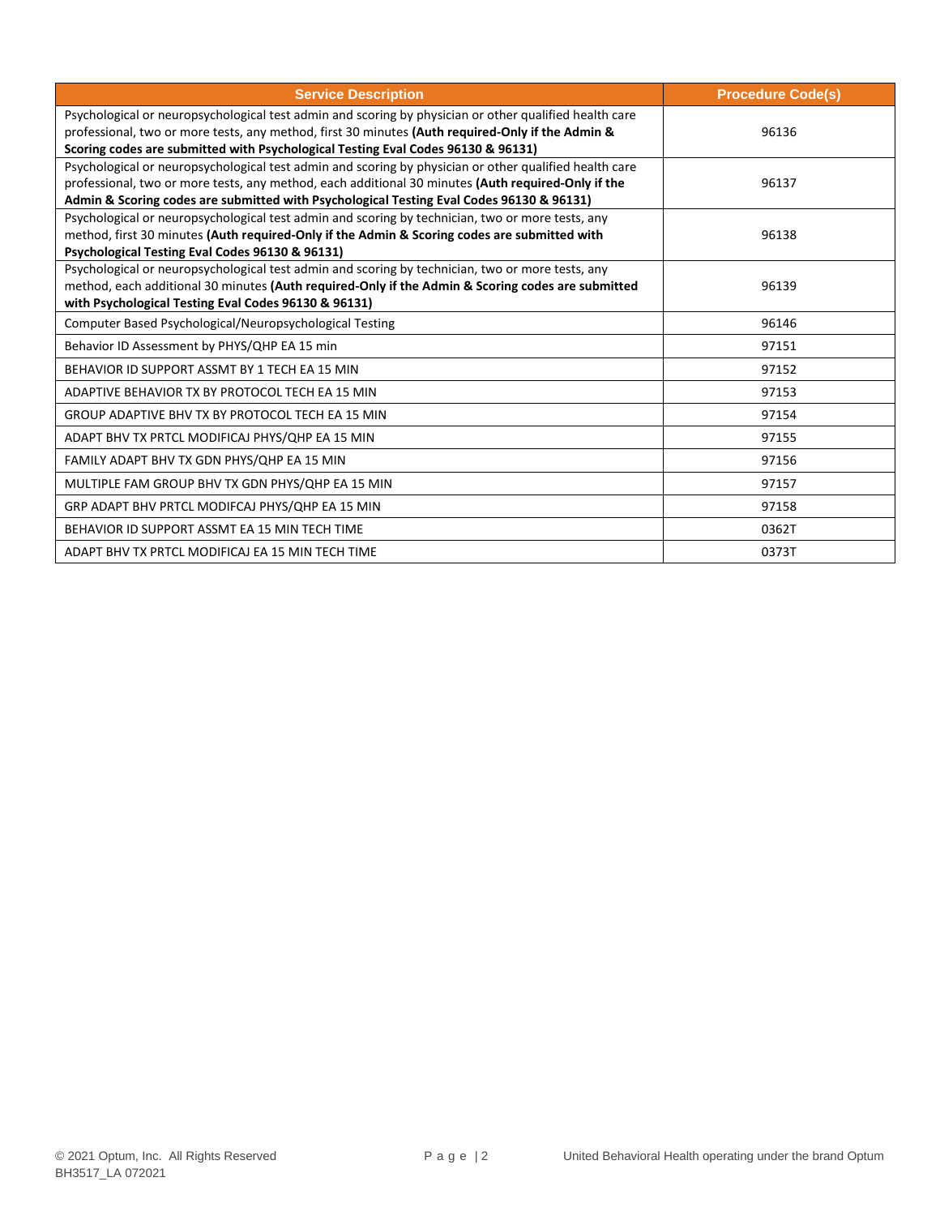| Service Description | Procedure Code(s) |
|---|---|
| Psychological or neuropsychological test admin and scoring by physician or other qualified health care professional, two or more tests, any method, first 30 minutes **(Auth required-Only if the Admin & Scoring codes are submitted with Psychological Testing Eval Codes 96130 & 96131)** | 96136 |
| Psychological or neuropsychological test admin and scoring by physician or other qualified health care professional, two or more tests, any method, each additional 30 minutes **(Auth required-Only if the Admin & Scoring codes are submitted with Psychological Testing Eval Codes 96130 & 96131)** | 96137 |
| Psychological or neuropsychological test admin and scoring by technician, two or more tests, any method, first 30 minutes **(Auth required-Only if the Admin & Scoring codes are submitted with Psychological Testing Eval Codes 96130 & 96131)** | 96138 |
| Psychological or neuropsychological test admin and scoring by technician, two or more tests, any method, each additional 30 minutes **(Auth required-Only if the Admin & Scoring codes are submitted with Psychological Testing Eval Codes 96130 & 96131)** | 96139 |
| Computer Based Psychological/Neuropsychological Testing | 96146 |
| Behavior ID Assessment by PHYS/QHP EA 15 min | 97151 |
| BEHAVIOR ID SUPPORT ASSMT BY 1 TECH EA 15 MIN | 97152 |
| ADAPTIVE BEHAVIOR TX BY PROTOCOL TECH EA 15 MIN | 97153 |
| GROUP ADAPTIVE BHV TX BY PROTOCOL TECH EA 15 MIN | 97154 |
| ADAPT BHV TX PRTCL MODIFICAJ PHYS/QHP EA 15 MIN | 97155 |
| FAMILY ADAPT BHV TX GDN PHYS/QHP EA 15 MIN | 97156 |
| MULTIPLE FAM GROUP BHV TX GDN PHYS/QHP EA 15 MIN | 97157 |
| GRP ADAPT BHV PRTCL MODIFCAJ PHYS/QHP EA 15 MIN | 97158 |
| BEHAVIOR ID SUPPORT ASSMT EA 15 MIN TECH TIME | 0362T |
| ADAPT BHV TX PRTCL MODIFICAJ EA 15 MIN TECH TIME | 0373T |

© 2021 Optum, Inc. All Rights Reserved
BH3517_LA 072021

United Behavioral Health operating under the brand Optum